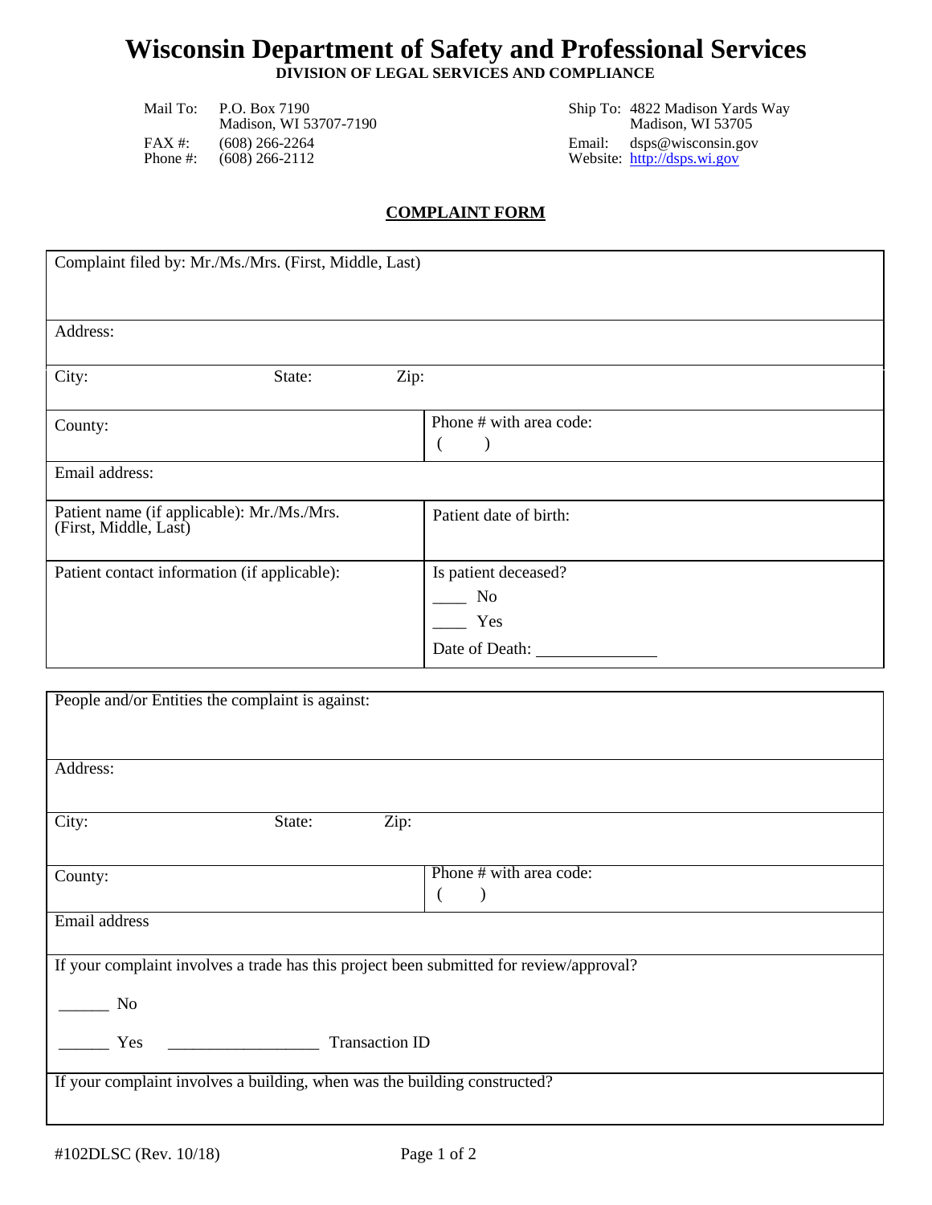# Wisconsin Department of Safety and Professional Services

**DIVISION OF LEGAL SERVICES AND COMPLIANCE**

Mail To: P.O. Box 7190
Madison, WI 53707-7190
FAX #: (608) 266-2264
Phone #: (608) 266-2112

Ship To: 4822 Madison Yards Way
Madison, WI 53705
Email: dsps@wisconsin.gov
Website: http://dsps.wi.gov

## COMPLAINT FORM

| Complaint filed by: Mr./Ms./Mrs. (First, Middle, Last) | |
|---|---|
| Address: | |
| City: State: Zip: | |
| County: | Phone # with area code: ( ) |
| Email address: | |
| Patient name (if applicable): Mr./Ms./Mrs. (First, Middle, Last) | Patient date of birth: |
| Patient contact information (if applicable): | Is patient deceased?<br>____ No<br>____ Yes<br>Date of Death: ______________ |

| People and/or Entities the complaint is against: | |
|---|---|
| Address: | |
| City: State: Zip: | |
| County: | Phone # with area code: ( ) |
| Email address | |
| If your complaint involves a trade has this project been submitted for review/approval?<br>______ No<br>______ Yes __________________ Transaction ID | |
| If your complaint involves a building, when was the building constructed? | |

#102DLSC (Rev. 10/18)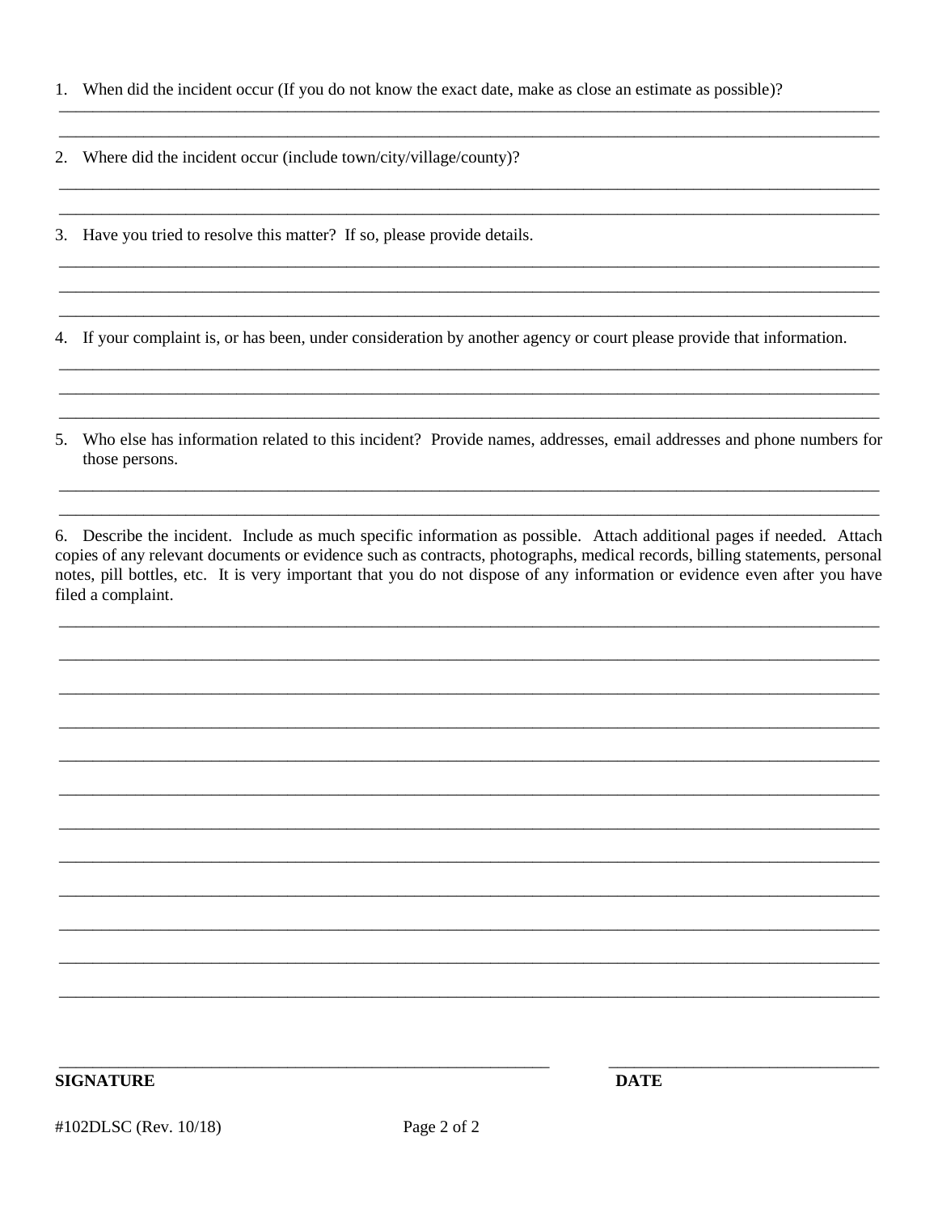1. When did the incident occur (If you do not know the exact date, make as close an estimate as possible)?

______________________________________________________________________________

______________________________________________________________________________

2. Where did the incident occur (include town/city/village/county)?

______________________________________________________________________________

______________________________________________________________________________

3. Have you tried to resolve this matter? If so, please provide details.

______________________________________________________________________________

______________________________________________________________________________

______________________________________________________________________________

4. If your complaint is, or has been, under consideration by another agency or court please provide that information.

______________________________________________________________________________

______________________________________________________________________________

______________________________________________________________________________

5. Who else has information related to this incident? Provide names, addresses, email addresses and phone numbers for those persons.

______________________________________________________________________________

______________________________________________________________________________

6. Describe the incident. Include as much specific information as possible. Attach additional pages if needed. Attach copies of any relevant documents or evidence such as contracts, photographs, medical records, billing statements, personal notes, pill bottles, etc. It is very important that you do not dispose of any information or evidence even after you have filed a complaint.

______________________________________________________________________________

______________________________________________________________________________

______________________________________________________________________________

______________________________________________________________________________

______________________________________________________________________________

______________________________________________________________________________

______________________________________________________________________________

______________________________________________________________________________

______________________________________________________________________________

______________________________________________________________________________

______________________________________________________________________________

______________________________________________________________________________

_____________________________________________ &nbsp;&nbsp;&nbsp;&nbsp; ____________________________

**SIGNATURE** &nbsp;&nbsp;&nbsp;&nbsp;&nbsp;&nbsp;&nbsp;&nbsp;&nbsp;&nbsp;&nbsp;&nbsp;&nbsp;&nbsp;&nbsp;&nbsp;&nbsp;&nbsp;&nbsp;&nbsp;&nbsp;&nbsp;&nbsp;&nbsp;&nbsp;&nbsp;&nbsp;&nbsp;&nbsp;&nbsp;&nbsp;&nbsp;&nbsp;&nbsp;&nbsp;&nbsp;&nbsp;&nbsp;&nbsp;&nbsp; **DATE**

#102DLSC (Rev. 10/18)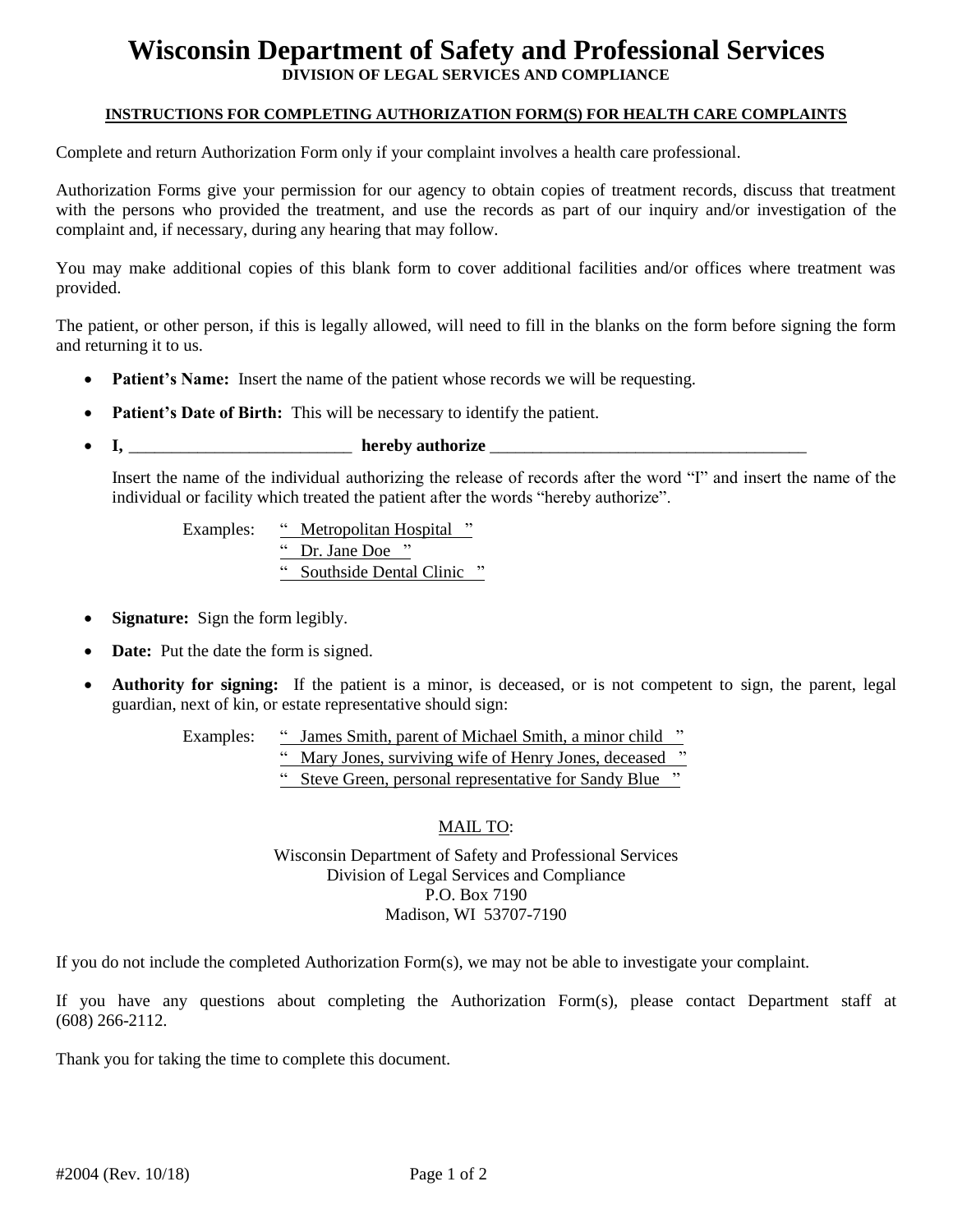# Wisconsin Department of Safety and Professional Services

**DIVISION OF LEGAL SERVICES AND COMPLIANCE**

**INSTRUCTIONS FOR COMPLETING AUTHORIZATION FORM(S) FOR HEALTH CARE COMPLAINTS**

Complete and return Authorization Form only if your complaint involves a health care professional.

Authorization Forms give your permission for our agency to obtain copies of treatment records, discuss that treatment with the persons who provided the treatment, and use the records as part of our inquiry and/or investigation of the complaint and, if necessary, during any hearing that may follow.

You may make additional copies of this blank form to cover additional facilities and/or offices where treatment was provided.

The patient, or other person, if this is legally allowed, will need to fill in the blanks on the form before signing the form and returning it to us.

- **Patient's Name:** Insert the name of the patient whose records we will be requesting.
- **Patient's Date of Birth:** This will be necessary to identify the patient.
- **I,** __________________________ **hereby authorize** ______________________________________

  Insert the name of the individual authorizing the release of records after the word "I" and insert the name of the individual or facility which treated the patient after the words "hereby authorize".

  Examples: " Metropolitan Hospital "
  " Dr. Jane Doe "
  " Southside Dental Clinic "

- **Signature:** Sign the form legibly.
- **Date:** Put the date the form is signed.
- **Authority for signing:** If the patient is a minor, is deceased, or is not competent to sign, the parent, legal guardian, next of kin, or estate representative should sign:

  Examples: " James Smith, parent of Michael Smith, a minor child "
  " Mary Jones, surviving wife of Henry Jones, deceased "
  " Steve Green, personal representative for Sandy Blue "

MAIL TO:

Wisconsin Department of Safety and Professional Services
Division of Legal Services and Compliance
P.O. Box 7190
Madison, WI 53707-7190

If you do not include the completed Authorization Form(s), we may not be able to investigate your complaint.

If you have any questions about completing the Authorization Form(s), please contact Department staff at (608) 266-2112.

Thank you for taking the time to complete this document.

#2004 (Rev. 10/18)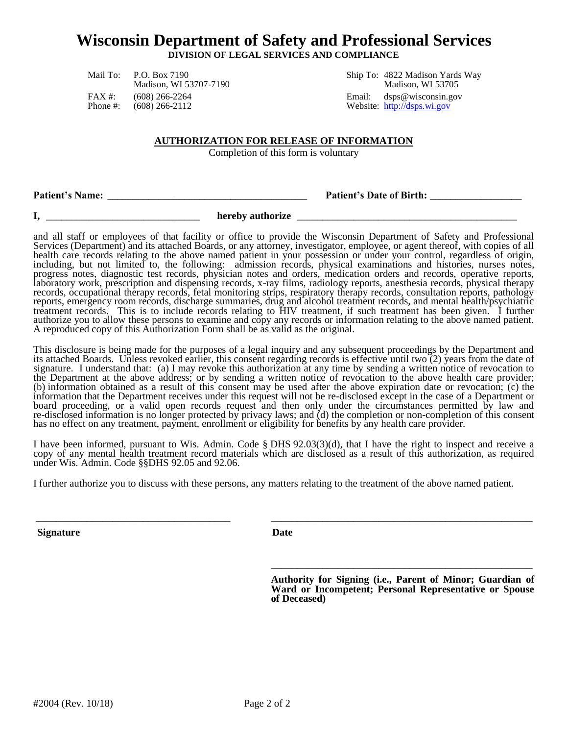# Wisconsin Department of Safety and Professional Services

**DIVISION OF LEGAL SERVICES AND COMPLIANCE**

Mail To: P.O. Box 7190
Madison, WI 53707-7190

FAX #: (608) 266-2264
Phone #: (608) 266-2112

Ship To: 4822 Madison Yards Way
Madison, WI 53705

Email: dsps@wisconsin.gov
Website: http://dsps.wi.gov

## AUTHORIZATION FOR RELEASE OF INFORMATION

Completion of this form is voluntary

**Patient's Name:** ________________________________________ **Patient's Date of Birth:** __________________

**I,** ______________________________ **hereby authorize** ______________________________________________

and all staff or employees of that facility or office to provide the Wisconsin Department of Safety and Professional Services (Department) and its attached Boards, or any attorney, investigator, employee, or agent thereof, with copies of all health care records relating to the above named patient in your possession or under your control, regardless of origin, including, but not limited to, the following: admission records, physical examinations and histories, nurses notes, progress notes, diagnostic test records, physician notes and orders, medication orders and records, operative reports, laboratory work, prescription and dispensing records, x-ray films, radiology reports, anesthesia records, physical therapy records, occupational therapy records, fetal monitoring strips, respiratory therapy records, consultation reports, pathology reports, emergency room records, discharge summaries, drug and alcohol treatment records, and mental health/psychiatric treatment records. This is to include records relating to HIV treatment, if such treatment has been given. I further authorize you to allow these persons to examine and copy any records or information relating to the above named patient. A reproduced copy of this Authorization Form shall be as valid as the original.

This disclosure is being made for the purposes of a legal inquiry and any subsequent proceedings by the Department and its attached Boards. Unless revoked earlier, this consent regarding records is effective until two (2) years from the date of signature. I understand that: (a) I may revoke this authorization at any time by sending a written notice of revocation to the Department at the above address; or by sending a written notice of revocation to the above health care provider; (b) information obtained as a result of this consent may be used after the above expiration date or revocation; (c) the information that the Department receives under this request will not be re-disclosed except in the case of a Department or board proceeding, or a valid open records request and then only under the circumstances permitted by law and re-disclosed information is no longer protected by privacy laws; and (d) the completion or non-completion of this consent has no effect on any treatment, payment, enrollment or eligibility for benefits by any health care provider.

I have been informed, pursuant to Wis. Admin. Code § DHS 92.03(3)(d), that I have the right to inspect and receive a copy of any mental health treatment record materials which are disclosed as a result of this authorization, as required under Wis. Admin. Code §§DHS 92.05 and 92.06.

I further authorize you to discuss with these persons, any matters relating to the treatment of the above named patient.

_______________________________________ _______________________________________

**Signature** **Date**

_______________________________________

**Authority for Signing (i.e., Parent of Minor; Guardian of Ward or Incompetent; Personal Representative or Spouse of Deceased)**

#2004 (Rev. 10/18)